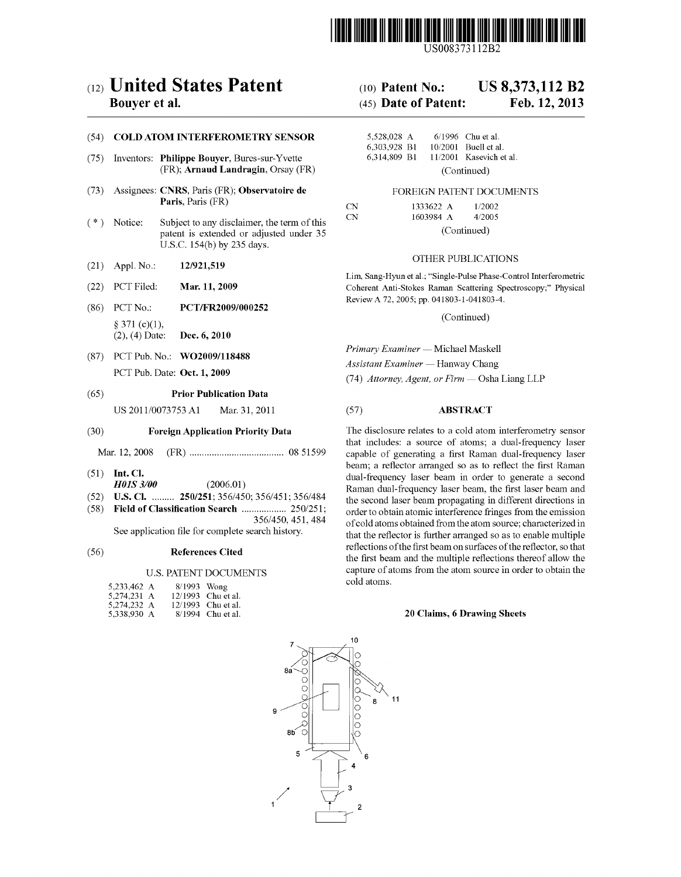US008373112B2

# (12) United States Patent
**Bouyer et al.**

(10) **Patent No.: US 8,373,112 B2**

(45) **Date of Patent: Feb. 12, 2013**

(54) **COLD ATOM INTERFEROMETRY SENSOR**

(75) Inventors: **Philippe Bouyer**, Bures-sur-Yvette (FR); **Arnaud Landragin**, Orsay (FR)

(73) Assignees: **CNRS**, Paris (FR); **Observatoire de Paris**, Paris (FR)

( * ) Notice: Subject to any disclaimer, the term of this patent is extended or adjusted under 35 U.S.C. 154(b) by 235 days.

(21) Appl. No.: **12/921,519**

(22) PCT Filed: **Mar. 11, 2009**

(86) PCT No.: **PCT/FR2009/000252**

§ 371 (c)(1), (2), (4) Date: **Dec. 6, 2010**

(87) PCT Pub. No.: **WO2009/118488**

PCT Pub. Date: **Oct. 1, 2009**

(65) **Prior Publication Data**

US 2011/0073753 A1 Mar. 31, 2011

(30) **Foreign Application Priority Data**

Mar. 12, 2008 (FR) ..................................... 08 51599

(51) **Int. Cl.**
*H01S 3/00* (2006.01)

(52) **U.S. Cl.** ......... **250/251**; 356/450; 356/451; 356/484

(58) **Field of Classification Search** .................. 250/251; 356/450, 451, 484

See application file for complete search history.

(56) **References Cited**

U.S. PATENT DOCUMENTS

| | | |
|---|---|---|
| 5,233,462 A | 8/1993 | Wong |
| 5,274,231 A | 12/1993 | Chu et al. |
| 5,274,232 A | 12/1993 | Chu et al. |
| 5,338,930 A | 8/1994 | Chu et al. |
| 5,528,028 A | 6/1996 | Chu et al. |
| 6,303,928 B1 | 10/2001 | Buell et al. |
| 6,314,809 B1 | 11/2001 | Kasevich et al. |

(Continued)

FOREIGN PATENT DOCUMENTS

| | | |
|---|---|---|
| CN | 1333622 A | 1/2002 |
| CN | 1603984 A | 4/2005 |

(Continued)

OTHER PUBLICATIONS

Lim, Sang-Hyun et al.; "Single-Pulse Phase-Control Interferometric Coherent Anti-Stokes Raman Scattering Spectroscopy;" Physical Review A 72, 2005; pp. 041803-1-041803-4.

(Continued)

*Primary Examiner* — Michael Maskell

*Assistant Examiner* — Hanway Chang

(74) *Attorney, Agent, or Firm* — Osha Liang LLP

(57) **ABSTRACT**

The disclosure relates to a cold atom interferometry sensor that includes: a source of atoms; a dual-frequency laser capable of generating a first Raman dual-frequency laser beam; a reflector arranged so as to reflect the first Raman dual-frequency laser beam in order to generate a second Raman dual-frequency laser beam, the first laser beam and the second laser beam propagating in different directions in order to obtain atomic interference fringes from the emission of cold atoms obtained from the atom source; characterized in that the reflector is further arranged so as to enable multiple reflections of the first beam on surfaces of the reflector, so that the first beam and the multiple reflections thereof allow the capture of atoms from the atom source in order to obtain the cold atoms.

**20 Claims, 6 Drawing Sheets**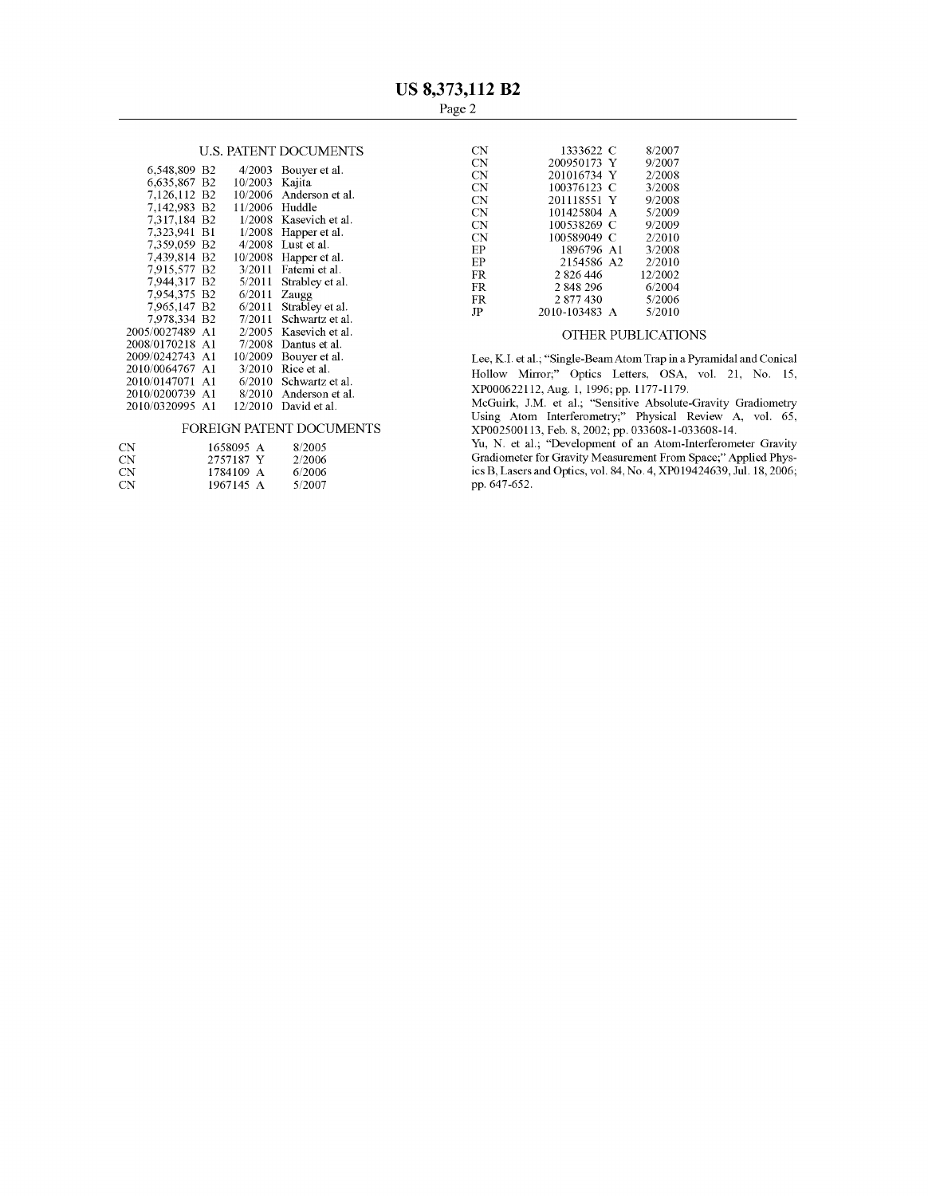## U.S. PATENT DOCUMENTS

| | | |
|---|---|---|
| 6,548,809 B2 | 4/2003 | Bouyer et al. |
| 6,635,867 B2 | 10/2003 | Kajita |
| 7,126,112 B2 | 10/2006 | Anderson et al. |
| 7,142,983 B2 | 11/2006 | Huddle |
| 7,317,184 B2 | 1/2008 | Kasevich et al. |
| 7,323,941 B1 | 1/2008 | Happer et al. |
| 7,359,059 B2 | 4/2008 | Lust et al. |
| 7,439,814 B2 | 10/2008 | Happer et al. |
| 7,915,577 B2 | 3/2011 | Fatemi et al. |
| 7,944,317 B2 | 5/2011 | Strabley et al. |
| 7,954,375 B2 | 6/2011 | Zaugg |
| 7,965,147 B2 | 6/2011 | Strabley et al. |
| 7,978,334 B2 | 7/2011 | Schwartz et al. |
| 2005/0027489 A1 | 2/2005 | Kasevich et al. |
| 2008/0170218 A1 | 7/2008 | Dantus et al. |
| 2009/0242743 A1 | 10/2009 | Bouyer et al. |
| 2010/0064767 A1 | 3/2010 | Rice et al. |
| 2010/0147071 A1 | 6/2010 | Schwartz et al. |
| 2010/0200739 A1 | 8/2010 | Anderson et al. |
| 2010/0320995 A1 | 12/2010 | David et al. |

## FOREIGN PATENT DOCUMENTS

| | | |
|---|---|---|
| CN | 1658095 A | 8/2005 |
| CN | 2757187 Y | 2/2006 |
| CN | 1784109 A | 6/2006 |
| CN | 1967145 A | 5/2007 |
| CN | 1333622 C | 8/2007 |
| CN | 200950173 Y | 9/2007 |
| CN | 201016734 Y | 2/2008 |
| CN | 100376123 C | 3/2008 |
| CN | 201118551 Y | 9/2008 |
| CN | 101425804 A | 5/2009 |
| CN | 100538269 C | 9/2009 |
| CN | 100589049 C | 2/2010 |
| EP | 1896796 A1 | 3/2008 |
| EP | 2154586 A2 | 2/2010 |
| FR | 2 826 446 | 12/2002 |
| FR | 2 848 296 | 6/2004 |
| FR | 2 877 430 | 5/2006 |
| JP | 2010-103483 A | 5/2010 |

## OTHER PUBLICATIONS

Lee, K.I. et al.; "Single-Beam Atom Trap in a Pyramidal and Conical Hollow Mirror;" Optics Letters, OSA, vol. 21, No. 15, XP000622112, Aug. 1, 1996; pp. 1177-1179.

McGuirk, J.M. et al.; "Sensitive Absolute-Gravity Gradiometry Using Atom Interferometry;" Physical Review A, vol. 65, XP002500113, Feb. 8, 2002; pp. 033608-1-033608-14.

Yu, N. et al.; "Development of an Atom-Interferometer Gravity Gradiometer for Gravity Measurement From Space;" Applied Physics B, Lasers and Optics, vol. 84, No. 4, XP019424639, Jul. 18, 2006; pp. 647-652.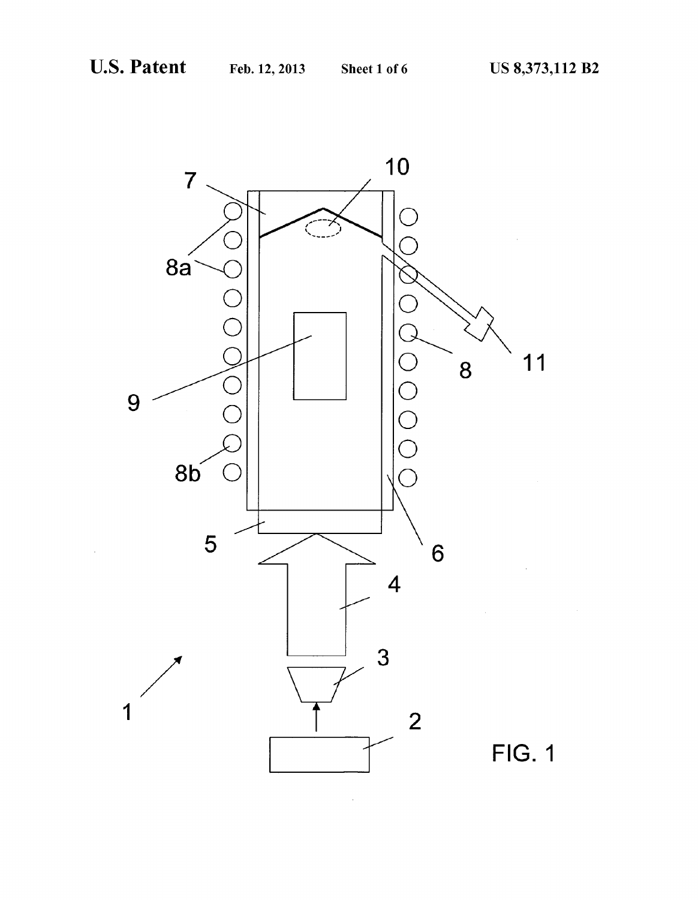FIG. 1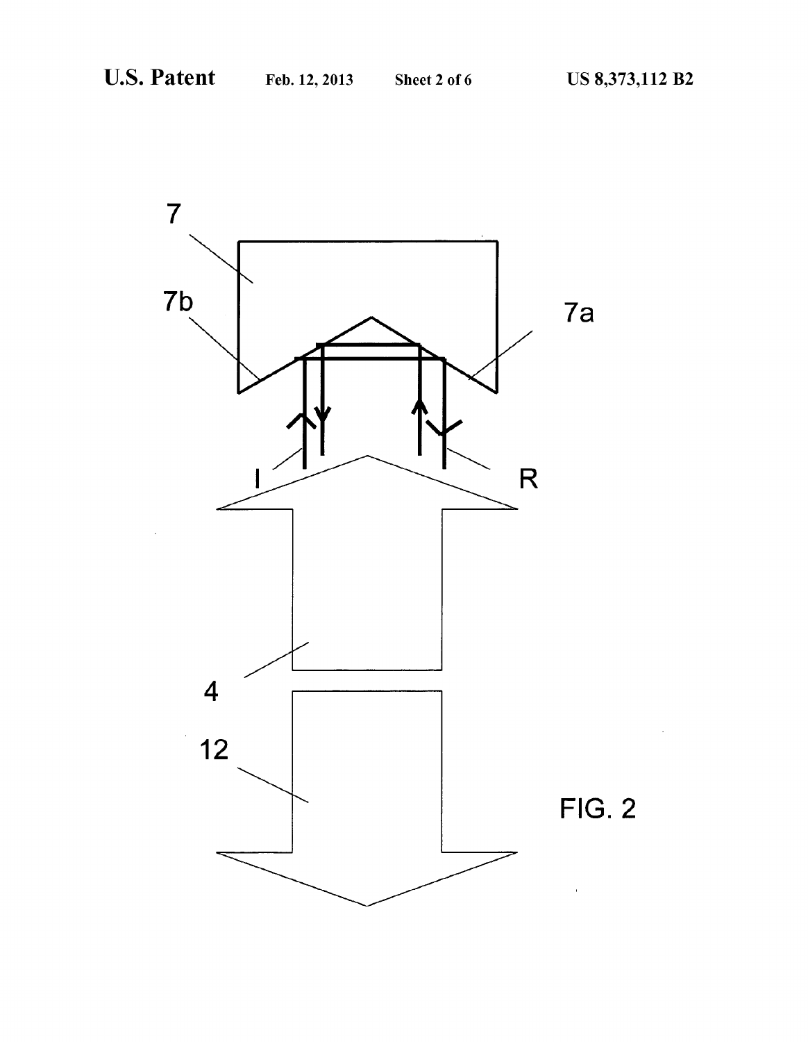FIG. 2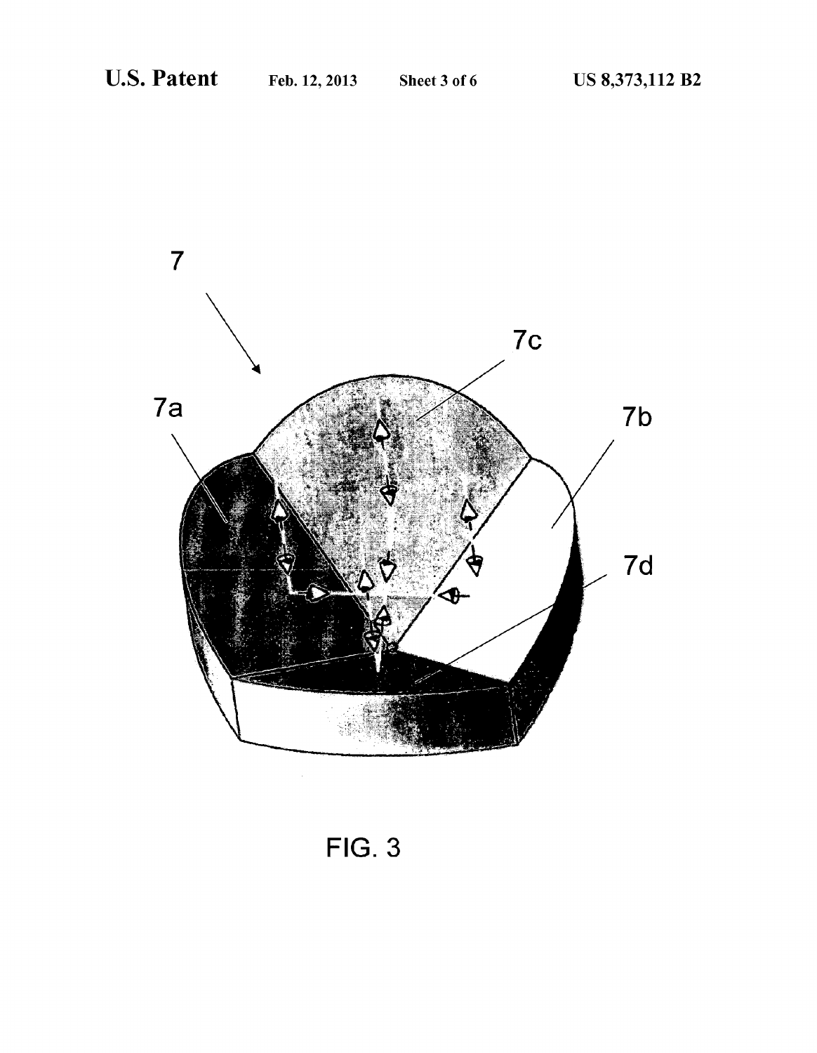FIG. 3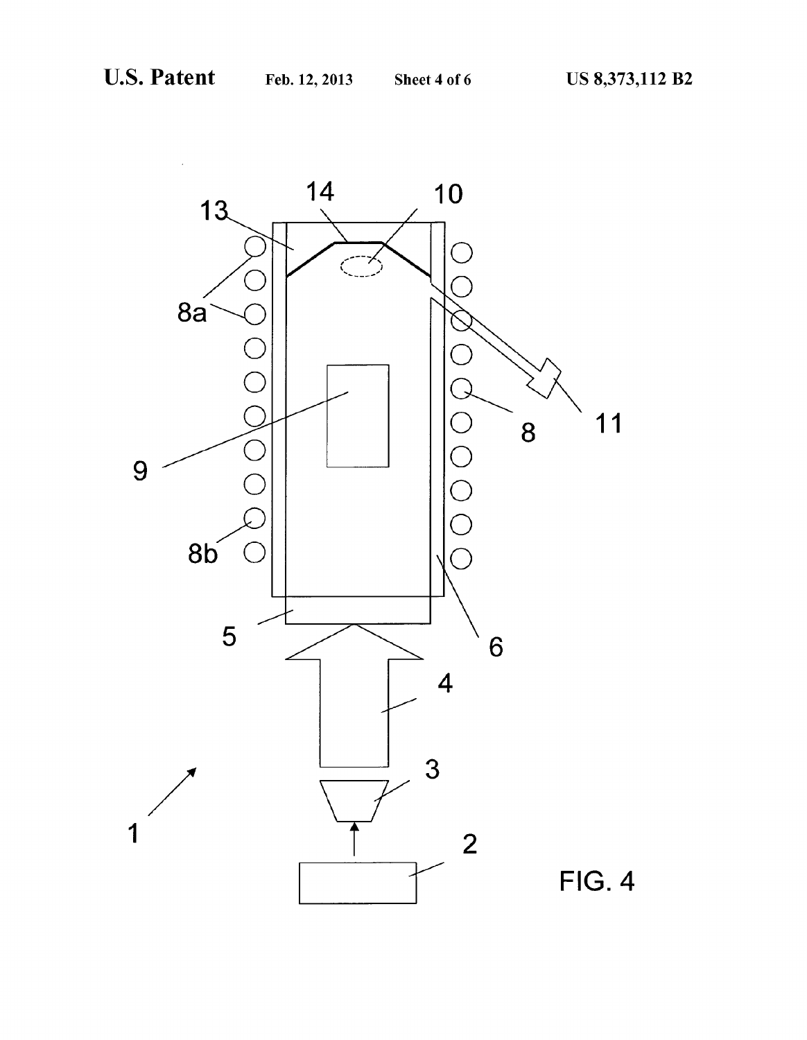FIG. 4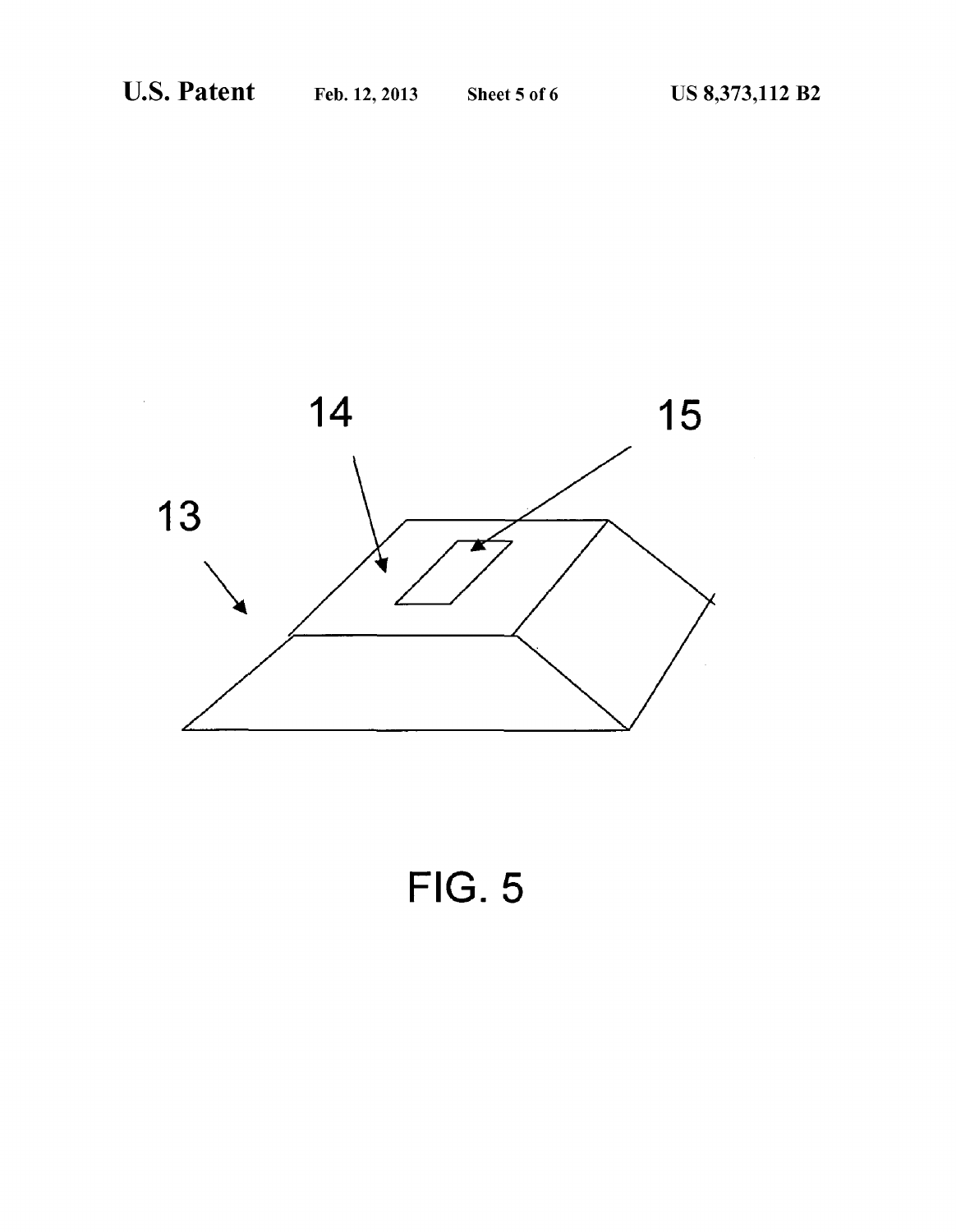FIG. 5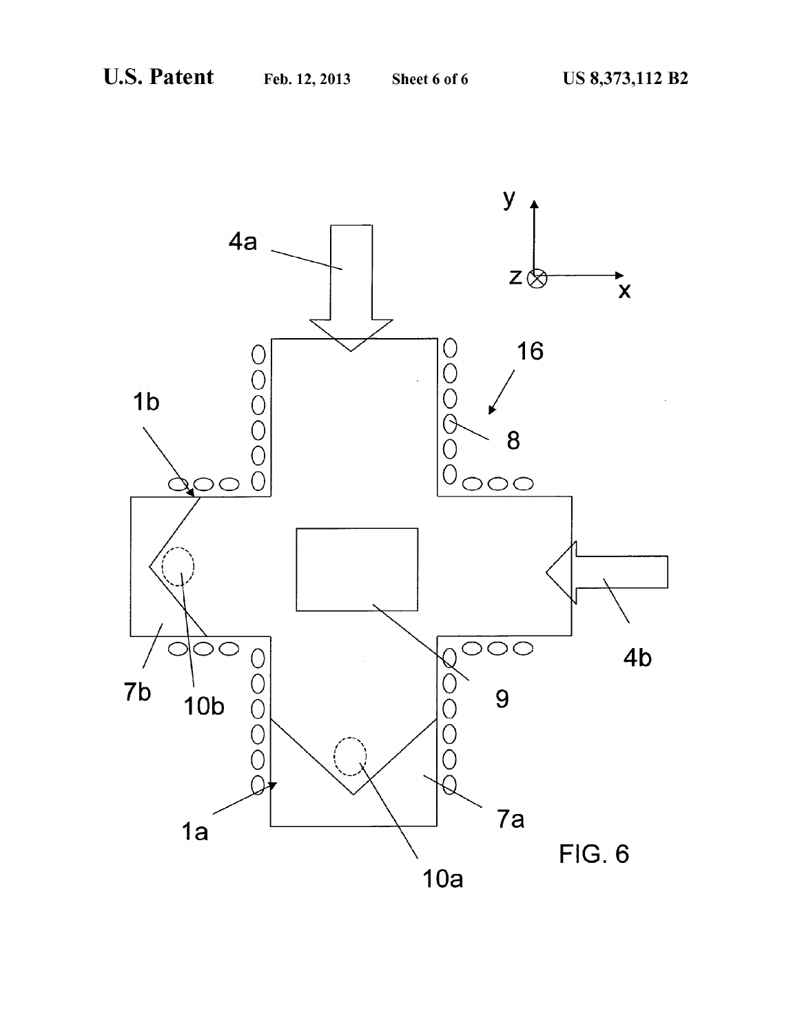FIG. 6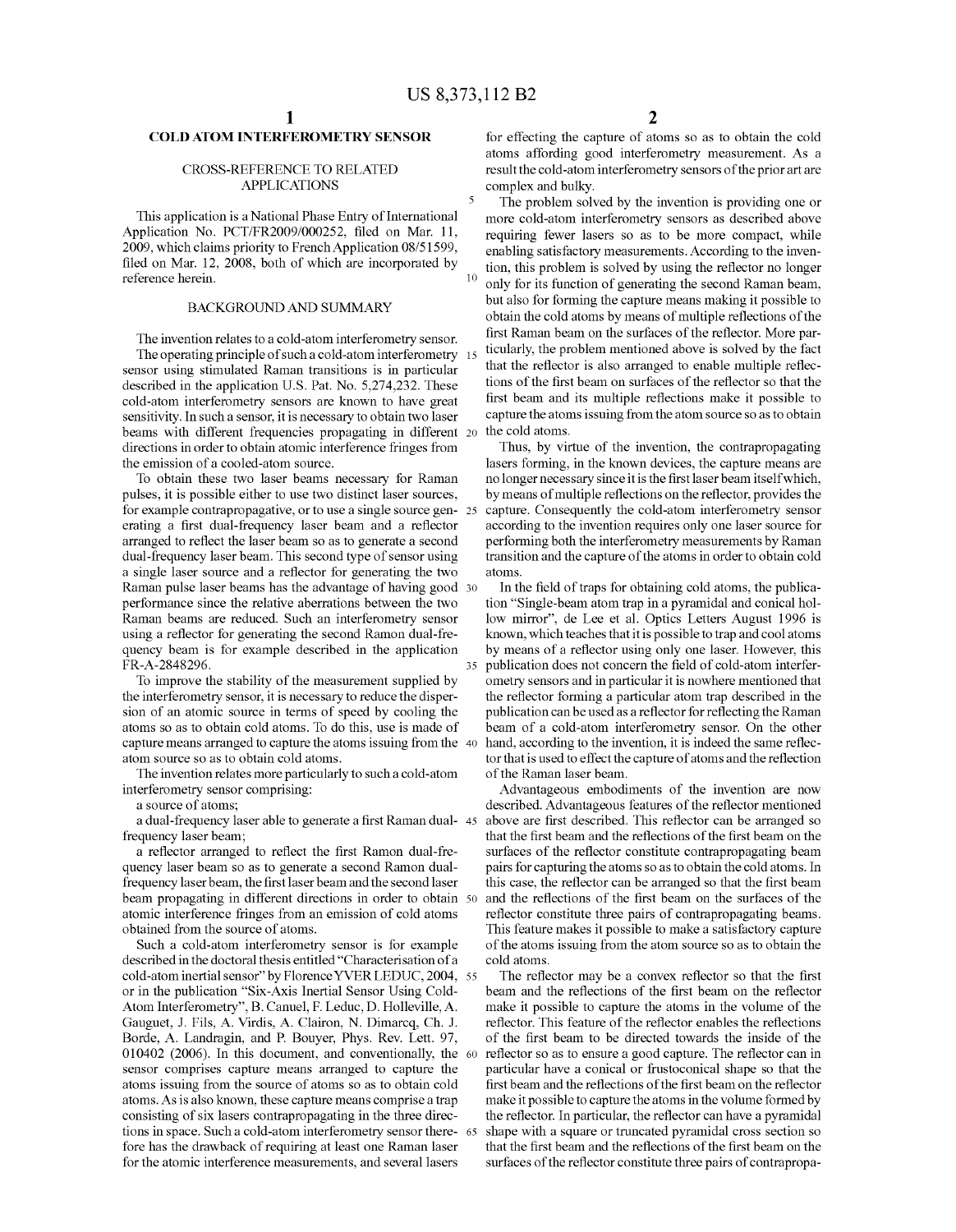# COLD ATOM INTERFEROMETRY SENSOR

## CROSS-REFERENCE TO RELATED APPLICATIONS

This application is a National Phase Entry of International Application No. PCT/FR2009/000252, filed on Mar. 11, 2009, which claims priority to French Application 08/51599, filed on Mar. 12, 2008, both of which are incorporated by reference herein.

## BACKGROUND AND SUMMARY

The invention relates to a cold-atom interferometry sensor. The operating principle of such a cold-atom interferometry sensor using stimulated Raman transitions is in particular described in the application U.S. Pat. No. 5,274,232. These cold-atom interferometry sensors are known to have great sensitivity. In such a sensor, it is necessary to obtain two laser beams with different frequencies propagating in different directions in order to obtain atomic interference fringes from the emission of a cooled-atom source.

To obtain these two laser beams necessary for Raman pulses, it is possible either to use two distinct laser sources, for example contrapropagative, or to use a single source generating a first dual-frequency laser beam and a reflector arranged to reflect the laser beam so as to generate a second dual-frequency laser beam. This second type of sensor using a single laser source and a reflector for generating the two Raman pulse laser beams has the advantage of having good performance since the relative aberrations between the two Raman beams are reduced. Such an interferometry sensor using a reflector for generating the second Ramon dual-frequency beam is for example described in the application FR-A-2848296.

To improve the stability of the measurement supplied by the interferometry sensor, it is necessary to reduce the dispersion of an atomic source in terms of speed by cooling the atoms so as to obtain cold atoms. To do this, use is made of capture means arranged to capture the atoms issuing from the atom source so as to obtain cold atoms.

The invention relates more particularly to such a cold-atom interferometry sensor comprising:

a source of atoms;

a dual-frequency laser able to generate a first Raman dual-frequency laser beam;

a reflector arranged to reflect the first Ramon dual-frequency laser beam so as to generate a second Ramon dual-frequency laser beam, the first laser beam and the second laser beam propagating in different directions in order to obtain atomic interference fringes from an emission of cold atoms obtained from the source of atoms.

Such a cold-atom interferometry sensor is for example described in the doctoral thesis entitled "Characterisation of a cold-atom inertial sensor" by Florence YVER LEDUC, 2004, or in the publication "Six-Axis Inertial Sensor Using Cold-Atom Interferometry", B. Canuel, F. Leduc, D. Holleville, A. Gauguet, J. Fils, A. Virdis, A. Clairon, N. Dimarcq, Ch. J. Borde, A. Landragin, and P. Bouyer, Phys. Rev. Lett. 97, 010402 (2006). In this document, and conventionally, the sensor comprises capture means arranged to capture the atoms issuing from the source of atoms so as to obtain cold atoms. As is also known, these capture means comprise a trap consisting of six lasers contrapropagating in the three directions in space. Such a cold-atom interferometry sensor therefore has the drawback of requiring at least one Raman laser for the atomic interference measurements, and several lasers for effecting the capture of atoms so as to obtain the cold atoms affording good interferometry measurement. As a result the cold-atom interferometry sensors of the prior art are complex and bulky.

The problem solved by the invention is providing one or more cold-atom interferometry sensors as described above requiring fewer lasers so as to be more compact, while enabling satisfactory measurements. According to the invention, this problem is solved by using the reflector no longer only for its function of generating the second Raman beam, but also for forming the capture means making it possible to obtain the cold atoms by means of multiple reflections of the first Raman beam on the surfaces of the reflector. More particularly, the problem mentioned above is solved by the fact that the reflector is also arranged to enable multiple reflections of the first beam on surfaces of the reflector so that the first beam and its multiple reflections make it possible to capture the atoms issuing from the atom source so as to obtain the cold atoms.

Thus, by virtue of the invention, the contrapropagating lasers forming, in the known devices, the capture means are no longer necessary since it is the first laser beam itself which, by means of multiple reflections on the reflector, provides the capture. Consequently the cold-atom interferometry sensor according to the invention requires only one laser source for performing both the interferometry measurements by Raman transition and the capture of the atoms in order to obtain cold atoms.

In the field of traps for obtaining cold atoms, the publication "Single-beam atom trap in a pyramidal and conical hollow mirror", de Lee et al. Optics Letters August 1996 is known, which teaches that it is possible to trap and cool atoms by means of a reflector using only one laser. However, this publication does not concern the field of cold-atom interferometry sensors and in particular it is nowhere mentioned that the reflector forming a particular atom trap described in the publication can be used as a reflector for reflecting the Raman beam of a cold-atom interferometry sensor. On the other hand, according to the invention, it is indeed the same reflector that is used to effect the capture of atoms and the reflection of the Raman laser beam.

Advantageous embodiments of the invention are now described. Advantageous features of the reflector mentioned above are first described. This reflector can be arranged so that the first beam and the reflections of the first beam on the surfaces of the reflector constitute contrapropagating beam pairs for capturing the atoms so as to obtain the cold atoms. In this case, the reflector can be arranged so that the first beam and the reflections of the first beam on the surfaces of the reflector constitute three pairs of contrapropagating beams. This feature makes it possible to make a satisfactory capture of the atoms issuing from the atom source so as to obtain the cold atoms.

The reflector may be a convex reflector so that the first beam and the reflections of the first beam on the reflector make it possible to capture the atoms in the volume of the reflector. This feature of the reflector enables the reflections of the first beam to be directed towards the inside of the reflector so as to ensure a good capture. The reflector can in particular have a conical or frustoconical shape so that the first beam and the reflections of the first beam on the reflector make it possible to capture the atoms in the volume formed by the reflector. In particular, the reflector can have a pyramidal shape with a square or truncated pyramidal cross section so that the first beam and the reflections of the first beam on the surfaces of the reflector constitute three pairs of contrapropa-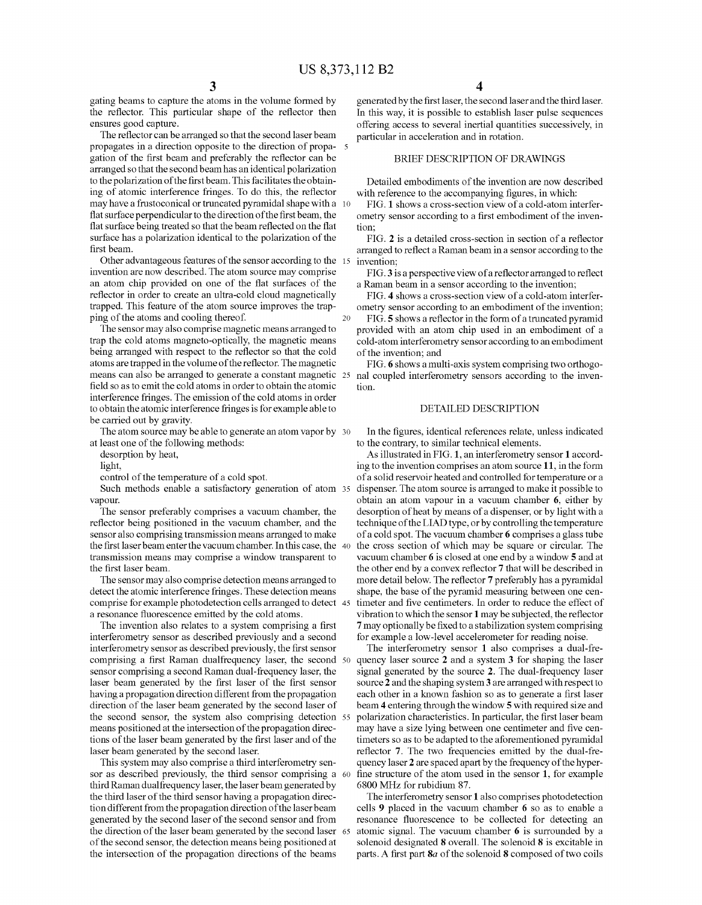gating beams to capture the atoms in the volume formed by the reflector. This particular shape of the reflector then ensures good capture.

The reflector can be arranged so that the second laser beam propagates in a direction opposite to the direction of propagation of the first beam and preferably the reflector can be arranged so that the second beam has an identical polarization to the polarization of the first beam. This facilitates the obtaining of atomic interference fringes. To do this, the reflector may have a frustoconical or truncated pyramidal shape with a flat surface perpendicular to the direction of the first beam, the flat surface being treated so that the beam reflected on the flat surface has a polarization identical to the polarization of the first beam.

Other advantageous features of the sensor according to the invention are now described. The atom source may comprise an atom chip provided on one of the flat surfaces of the reflector in order to create an ultra-cold cloud magnetically trapped. This feature of the atom source improves the trapping of the atoms and cooling thereof.

The sensor may also comprise magnetic means arranged to trap the cold atoms magneto-optically, the magnetic means being arranged with respect to the reflector so that the cold atoms are trapped in the volume of the reflector. The magnetic means can also be arranged to generate a constant magnetic field so as to emit the cold atoms in order to obtain the atomic interference fringes. The emission of the cold atoms in order to obtain the atomic interference fringes is for example able to be carried out by gravity.

The atom source may be able to generate an atom vapor by at least one of the following methods:

desorption by heat,

light,

control of the temperature of a cold spot.

Such methods enable a satisfactory generation of atom vapour.

The sensor preferably comprises a vacuum chamber, the reflector being positioned in the vacuum chamber, and the sensor also comprising transmission means arranged to make the first laser beam enter the vacuum chamber. In this case, the transmission means may comprise a window transparent to the first laser beam.

The sensor may also comprise detection means arranged to detect the atomic interference fringes. These detection means comprise for example photodetection cells arranged to detect a resonance fluorescence emitted by the cold atoms.

The invention also relates to a system comprising a first interferometry sensor as described previously and a second interferometry sensor as described previously, the first sensor comprising a first Raman dualfrequency laser, the second sensor comprising a second Raman dual-frequency laser, the laser beam generated by the first laser of the first sensor having a propagation direction different from the propagation direction of the laser beam generated by the second laser of the second sensor, the system also comprising detection means positioned at the intersection of the propagation directions of the laser beam generated by the first laser and of the laser beam generated by the second laser.

This system may also comprise a third interferometry sensor as described previously, the third sensor comprising a third Raman dualfrequency laser, the laser beam generated by the third laser of the third sensor having a propagation direction different from the propagation direction of the laser beam generated by the second laser of the second sensor and from the direction of the laser beam generated by the second laser of the second sensor, the detection means being positioned at the intersection of the propagation directions of the beams generated by the first laser, the second laser and the third laser. In this way, it is possible to establish laser pulse sequences offering access to several inertial quantities successively, in particular in acceleration and in rotation.

## BRIEF DESCRIPTION OF DRAWINGS

Detailed embodiments of the invention are now described with reference to the accompanying figures, in which:

FIG. 1 shows a cross-section view of a cold-atom interferometry sensor according to a first embodiment of the invention;

FIG. 2 is a detailed cross-section in section of a reflector arranged to reflect a Raman beam in a sensor according to the invention;

FIG. 3 is a perspective view of a reflector arranged to reflect a Raman beam in a sensor according to the invention;

FIG. 4 shows a cross-section view of a cold-atom interferometry sensor according to an embodiment of the invention;

FIG. 5 shows a reflector in the form of a truncated pyramid provided with an atom chip used in an embodiment of a cold-atom interferometry sensor according to an embodiment of the invention; and

FIG. 6 shows a multi-axis system comprising two orthogonal coupled interferometry sensors according to the invention.

## DETAILED DESCRIPTION

In the figures, identical references relate, unless indicated to the contrary, to similar technical elements.

As illustrated in FIG. 1, an interferometry sensor 1 according to the invention comprises an atom source 11, in the form of a solid reservoir heated and controlled for temperature or a dispenser. The atom source is arranged to make it possible to obtain an atom vapour in a vacuum chamber 6, either by desorption of heat by means of a dispenser, or by light with a technique of the LIAD type, or by controlling the temperature of a cold spot. The vacuum chamber 6 comprises a glass tube the cross section of which may be square or circular. The vacuum chamber 6 is closed at one end by a window 5 and at the other end by a convex reflector 7 that will be described in more detail below. The reflector 7 preferably has a pyramidal shape, the base of the pyramid measuring between one centimeter and five centimeters. In order to reduce the effect of vibration to which the sensor 1 may be subjected, the reflector 7 may optionally be fixed to a stabilization system comprising for example a low-level accelerometer for reading noise.

The interferometry sensor 1 also comprises a dual-frequency laser source 2 and a system 3 for shaping the laser signal generated by the source 2. The dual-frequency laser source 2 and the shaping system 3 are arranged with respect to each other in a known fashion so as to generate a first laser beam 4 entering through the window 5 with required size and polarization characteristics. In particular, the first laser beam may have a size lying between one centimeter and five centimeters so as to be adapted to the aforementioned pyramidal reflector 7. The two frequencies emitted by the dual-frequency laser 2 are spaced apart by the frequency of the hyperfine structure of the atom used in the sensor 1, for example 6800 MHz for rubidium 87.

The interferometry sensor 1 also comprises photodetection cells 9 placed in the vacuum chamber 6 so as to enable a resonance fluorescence to be collected for detecting an atomic signal. The vacuum chamber 6 is surrounded by a solenoid designated 8 overall. The solenoid 8 is excitable in parts. A first part 8a of the solenoid 8 composed of two coils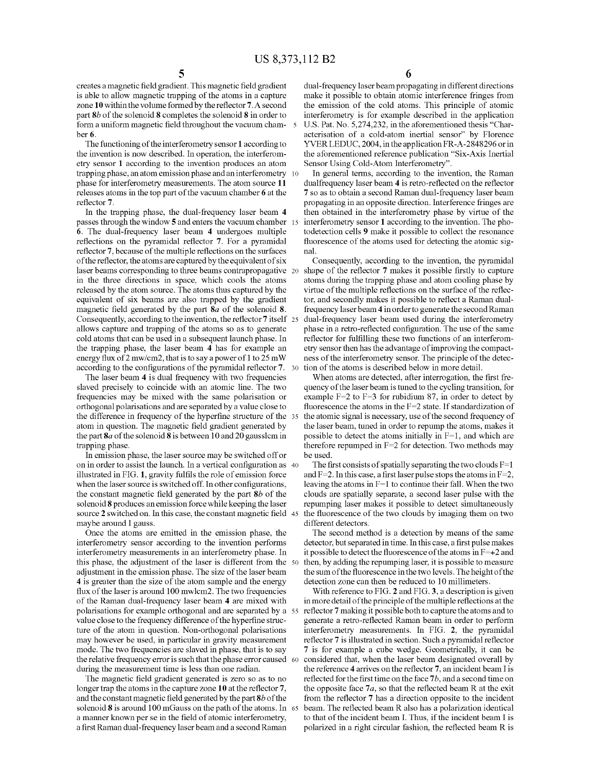creates a magnetic field gradient. This magnetic field gradient is able to allow magnetic trapping of the atoms in a capture zone **10** within the volume formed by the reflector **7**. A second part **8b** of the solenoid **8** completes the solenoid **8** in order to form a uniform magnetic field throughout the vacuum chamber **6**.

The functioning of the interferometry sensor **1** according to the invention is now described. In operation, the interferometry sensor **1** according to the invention produces an atom trapping phase, an atom emission phase and an interferometry phase for interferometry measurements. The atom source **11** releases atoms in the top part of the vacuum chamber **6** at the reflector **7**.

In the trapping phase, the dual-frequency laser beam **4** passes through the window **5** and enters the vacuum chamber **6**. The dual-frequency laser beam **4** undergoes multiple reflections on the pyramidal reflector **7**. For a pyramidal reflector **7**, because of the multiple reflections on the surfaces of the reflector, the atoms are captured by the equivalent of six laser beams corresponding to three beams contrapropagative in the three directions in space, which cools the atoms released by the atom source. The atoms thus captured by the equivalent of six beams are also trapped by the gradient magnetic field generated by the part **8a** of the solenoid **8**. Consequently, according to the invention, the reflector **7** itself allows capture and trapping of the atoms so as to generate cold atoms that can be used in a subsequent launch phase. In the trapping phase, the laser beam **4** has for example an energy flux of 2 mw/cm2, that is to say a power of 1 to 25 mW according to the configurations of the pyramidal reflector **7**.

The laser beam **4** is dual frequency with two frequencies slaved precisely to coincide with an atomic line. The two frequencies may be mixed with the same polarisation or orthogonal polarisations and are separated by a value close to the difference in frequency of the hyperfine structure of the atom in question. The magnetic field gradient generated by the part **8a** of the solenoid **8** is between 10 and 20 gausslcm in trapping phase.

In emission phase, the laser source may be switched off or on in order to assist the launch. In a vertical configuration as illustrated in FIG. **1**, gravity fulfils the role of emission force when the laser source is switched off. In other configurations, the constant magnetic field generated by the part **8b** of the solenoid **8** produces an emission force while keeping the laser source **2** switched on. In this case, the constant magnetic field maybe around I gauss.

Once the atoms are emitted in the emission phase, the interferometry sensor according to the invention performs interferometry measurements in an interferometry phase. In this phase, the adjustment of the laser is different from the adjustment in the emission phase. The size of the laser beam **4** is greater than the size of the atom sample and the energy flux of the laser is around 100 mwlcm2. The two frequencies of the Raman dual-frequency laser beam **4** are mixed with polarisations for example orthogonal and are separated by a value close to the frequency difference of the hyperfine structure of the atom in question. Non-orthogonal polarisations may however be used, in particular in gravity measurement mode. The two frequencies are slaved in phase, that is to say the relative frequency error is such that the phase error caused during the measurement time is less than one radian.

The magnetic field gradient generated is zero so as to no longer trap the atoms in the capture zone **10** at the reflector **7**, and the constant magnetic field generated by the part **8b** of the solenoid **8** is around 100 mGauss on the path of the atoms. In a manner known per se in the field of atomic interferometry, a first Raman dual-frequency laser beam and a second Raman dual-frequency laser beam propagating in different directions make it possible to obtain atomic interference fringes from the emission of the cold atoms. This principle of atomic interferometry is for example described in the application U.S. Pat. No. 5,274,232, in the aforementioned thesis "Characterisation of a cold-atom inertial sensor" by Florence YVER LEDUC, 2004, in the application FR-A-2848296 or in the aforementioned reference publication "Six-Axis Inertial Sensor Using Cold-Atom Interferometry".

In general terms, according to the invention, the Raman dualfrequency laser beam **4** is retro-reflected on the reflector **7** so as to obtain a second Raman dual-frequency laser beam propagating in an opposite direction. Interference fringes are then obtained in the interferometry phase by virtue of the interferometry sensor **1** according to the invention. The photodetection cells **9** make it possible to collect the resonance fluorescence of the atoms used for detecting the atomic signal.

Consequently, according to the invention, the pyramidal shape of the reflector **7** makes it possible firstly to capture atoms during the trapping phase and atom cooling phase by virtue of the multiple reflections on the surface of the reflector, and secondly makes it possible to reflect a Raman dual-frequency laser beam **4** in order to generate the second Raman dual-frequency laser beam used during the interferometry phase in a retro-reflected configuration. The use of the same reflector for fulfilling these two functions of an interferometry sensor then has the advantage of improving the compactness of the interferometry sensor. The principle of the detection of the atoms is described below in more detail.

When atoms are detected, after interrogation, the first frequency of the laser beam is tuned to the cycling transition, for example F=2 to F=3 for rubidium 87, in order to detect by fluorescence the atoms in the F=2 state. If standardization of the atomic signal is necessary, use of the second frequency of the laser beam, tuned in order to repump the atoms, makes it possible to detect the atoms initially in F=1, and which are therefore repumped in F=2 for detection. Two methods may be used.

The first consists of spatially separating the two clouds F=1 and F=2. In this case, a first laser pulse stops the atoms in F=2, leaving the atoms in F=1 to continue their fall. When the two clouds are spatially separate, a second laser pulse with the repumping laser makes it possible to detect simultaneously the fluorescence of the two clouds by imaging them on two different detectors.

The second method is a detection by means of the same detector, but separated in time. In this case, a first pulse makes it possible to detect the fluorescence of the atoms in F=+2 and then, by adding the repumping laser, it is possible to measure the sum of the fluorescence in the two levels. The height of the detection zone can then be reduced to 10 millimeters.

With reference to FIG. **2** and FIG. **3**, a description is given in more detail of the principle of the multiple reflections at the reflector **7** making it possible both to capture the atoms and to generate a retro-reflected Raman beam in order to perform interferometry measurements. In FIG. **2**, the pyramidal reflector **7** is illustrated in section. Such a pyramidal reflector **7** is for example a cube wedge. Geometrically, it can be considered that, when the laser beam designated overall by the reference **4** arrives on the reflector **7**, an incident beam I is reflected for the first time on the face **7b**, and a second time on the opposite face **7a**, so that the reflected beam R at the exit from the reflector **7** has a direction opposite to the incident beam. The reflected beam R also has a polarization identical to that of the incident beam I. Thus, if the incident beam I is polarized in a right circular fashion, the reflected beam R is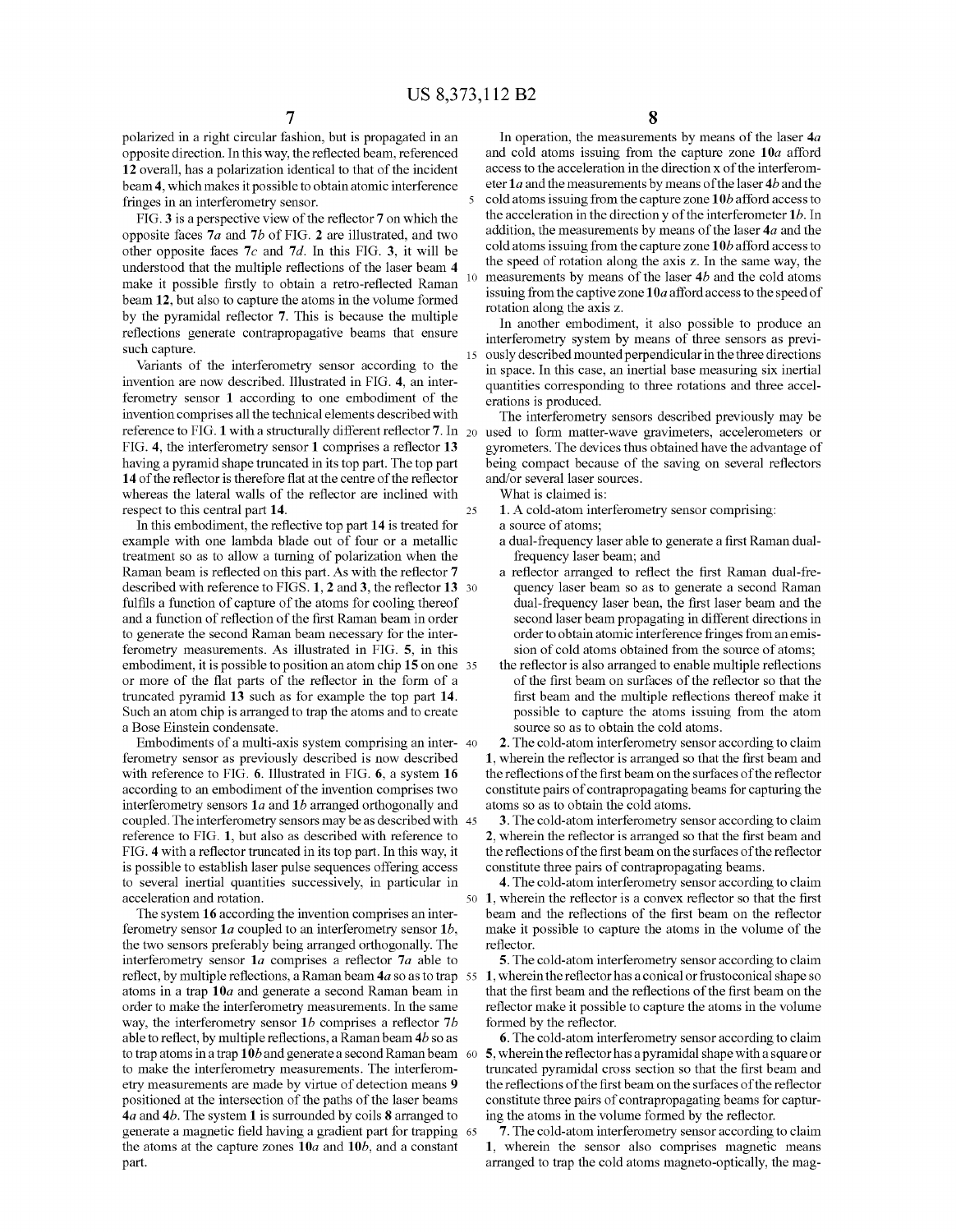polarized in a right circular fashion, but is propagated in an opposite direction. In this way, the reflected beam, referenced **12** overall, has a polarization identical to that of the incident beam **4**, which makes it possible to obtain atomic interference fringes in an interferometry sensor.

FIG. **3** is a perspective view of the reflector **7** on which the opposite faces **7a** and **7b** of FIG. **2** are illustrated, and two other opposite faces **7c** and **7d**. In this FIG. **3**, it will be understood that the multiple reflections of the laser beam **4** make it possible firstly to obtain a retro-reflected Raman beam **12**, but also to capture the atoms in the volume formed by the pyramidal reflector **7**. This is because the multiple reflections generate contrapropagative beams that ensure such capture.

Variants of the interferometry sensor according to the invention are now described. Illustrated in FIG. **4**, an interferometry sensor **1** according to one embodiment of the invention comprises all the technical elements described with reference to FIG. **1** with a structurally different reflector **7**. In FIG. **4**, the interferometry sensor **1** comprises a reflector **13** having a pyramid shape truncated in its top part. The top part **14** of the reflector is therefore flat at the centre of the reflector whereas the lateral walls of the reflector are inclined with respect to this central part **14**.

In this embodiment, the reflective top part **14** is treated for example with one lambda blade out of four or a metallic treatment so as to allow a turning of polarization when the Raman beam is reflected on this part. As with the reflector **7** described with reference to FIGS. **1**, **2** and **3**, the reflector **13** fulfils a function of capture of the atoms for cooling thereof and a function of reflection of the first Raman beam in order to generate the second Raman beam necessary for the interferometry measurements. As illustrated in FIG. **5**, in this embodiment, it is possible to position an atom chip **15** on one or more of the flat parts of the reflector in the form of a truncated pyramid **13** such as for example the top part **14**. Such an atom chip is arranged to trap the atoms and to create a Bose Einstein condensate.

Embodiments of a multi-axis system comprising an interferometry sensor as previously described is now described with reference to FIG. **6**. Illustrated in FIG. **6**, a system **16** according to an embodiment of the invention comprises two interferometry sensors **1a** and **1b** arranged orthogonally and coupled. The interferometry sensors may be as described with reference to FIG. **1**, but also as described with reference to FIG. **4** with a reflector truncated in its top part. In this way, it is possible to establish laser pulse sequences offering access to several inertial quantities successively, in particular in acceleration and rotation.

The system **16** according the invention comprises an interferometry sensor **1a** coupled to an interferometry sensor **1b**, the two sensors preferably being arranged orthogonally. The interferometry sensor **1a** comprises a reflector **7a** able to reflect, by multiple reflections, a Raman beam **4a** so as to trap atoms in a trap **10a** and generate a second Raman beam in order to make the interferometry measurements. In the same way, the interferometry sensor **1b** comprises a reflector **7b** able to reflect, by multiple reflections, a Raman beam **4b** so as to trap atoms in a trap **10b** and generate a second Raman beam to make the interferometry measurements. The interferometry measurements are made by virtue of detection means **9** positioned at the intersection of the paths of the laser beams **4a** and **4b**. The system **1** is surrounded by coils **8** arranged to generate a magnetic field having a gradient part for trapping the atoms at the capture zones **10a** and **10b**, and a constant part.

In operation, the measurements by means of the laser **4a** and cold atoms issuing from the capture zone **10a** afford access to the acceleration in the direction x of the interferometer **1a** and the measurements by means of the laser **4b** and the cold atoms issuing from the capture zone **10b** afford access to the acceleration in the direction y of the interferometer **1b**. In addition, the measurements by means of the laser **4a** and the cold atoms issuing from the capture zone **10b** afford access to the speed of rotation along the axis z. In the same way, the measurements by means of the laser **4b** and the cold atoms issuing from the captive zone **10a** afford access to the speed of rotation along the axis z.

In another embodiment, it also possible to produce an interferometry system by means of three sensors as previously described mounted perpendicular in the three directions in space. In this case, an inertial base measuring six inertial quantities corresponding to three rotations and three accelerations is produced.

The interferometry sensors described previously may be used to form matter-wave gravimeters, accelerometers or gyrometers. The devices thus obtained have the advantage of being compact because of the saving on several reflectors and/or several laser sources.

What is claimed is:

**1**. A cold-atom interferometry sensor comprising:

a source of atoms;

a dual-frequency laser able to generate a first Raman dual-frequency laser beam; and

a reflector arranged to reflect the first Raman dual-frequency laser beam so as to generate a second Raman dual-frequency laser bean, the first laser beam and the second laser beam propagating in different directions in order to obtain atomic interference fringes from an emission of cold atoms obtained from the source of atoms;

the reflector is also arranged to enable multiple reflections of the first beam on surfaces of the reflector so that the first beam and the multiple reflections thereof make it possible to capture the atoms issuing from the atom source so as to obtain the cold atoms.

**2**. The cold-atom interferometry sensor according to claim **1**, wherein the reflector is arranged so that the first beam and the reflections of the first beam on the surfaces of the reflector constitute pairs of contrapropagating beams for capturing the atoms so as to obtain the cold atoms.

**3**. The cold-atom interferometry sensor according to claim **2**, wherein the reflector is arranged so that the first beam and the reflections of the first beam on the surfaces of the reflector constitute three pairs of contrapropagating beams.

**4**. The cold-atom interferometry sensor according to claim **1**, wherein the reflector is a convex reflector so that the first beam and the reflections of the first beam on the reflector make it possible to capture the atoms in the volume of the reflector.

**5**. The cold-atom interferometry sensor according to claim **1**, wherein the reflector has a conical or frustoconical shape so that the first beam and the reflections of the first beam on the reflector make it possible to capture the atoms in the volume formed by the reflector.

**6**. The cold-atom interferometry sensor according to claim **5**, wherein the reflector has a pyramidal shape with a square or truncated pyramidal cross section so that the first beam and the reflections of the first beam on the surfaces of the reflector constitute three pairs of contrapropagating beams for capturing the atoms in the volume formed by the reflector.

**7**. The cold-atom interferometry sensor according to claim **1**, wherein the sensor also comprises magnetic means arranged to trap the cold atoms magneto-optically, the mag-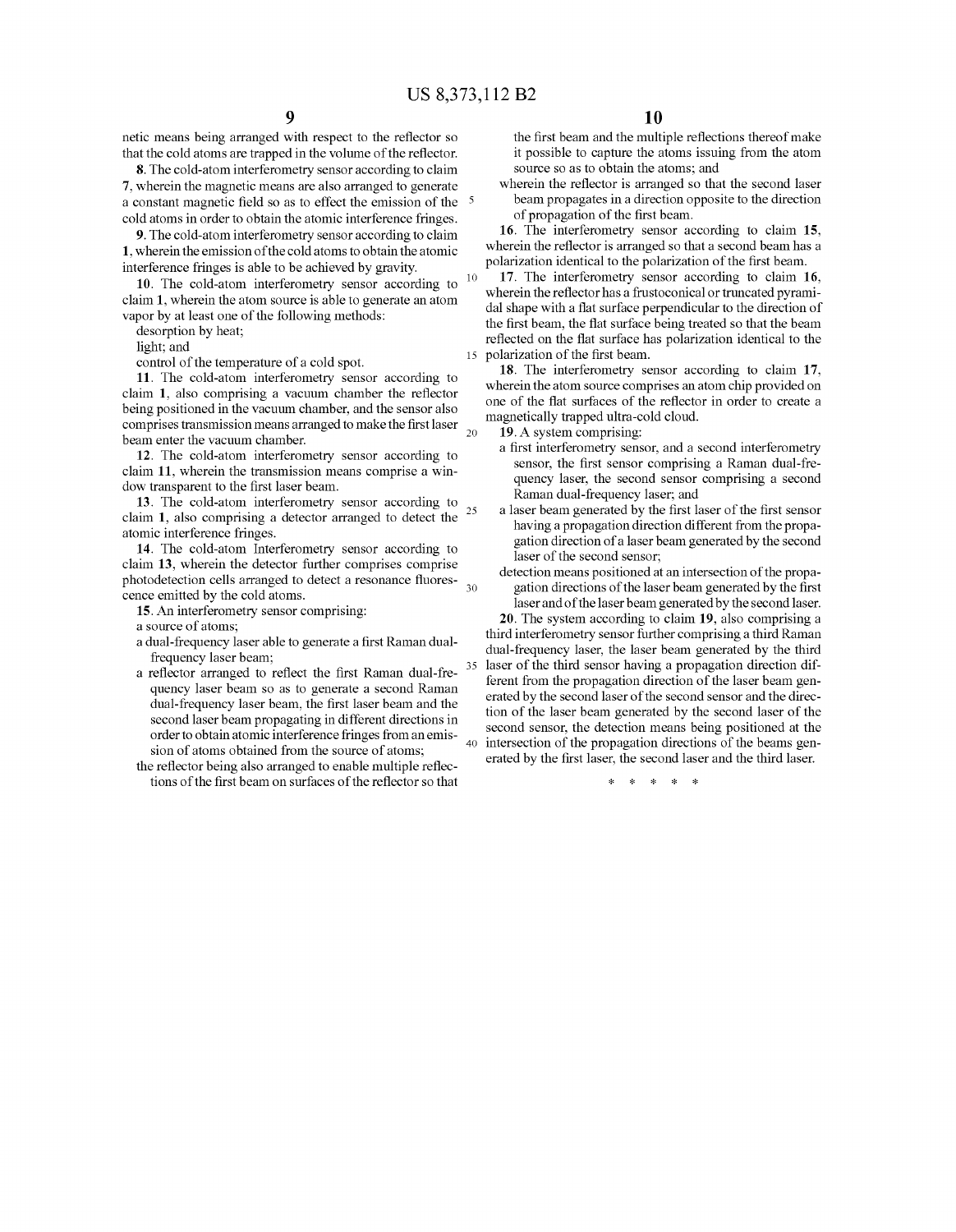netic means being arranged with respect to the reflector so that the cold atoms are trapped in the volume of the reflector.

**8**. The cold-atom interferometry sensor according to claim **7**, wherein the magnetic means are also arranged to generate a constant magnetic field so as to effect the emission of the cold atoms in order to obtain the atomic interference fringes.

**9**. The cold-atom interferometry sensor according to claim **1**, wherein the emission of the cold atoms to obtain the atomic interference fringes is able to be achieved by gravity.

**10**. The cold-atom interferometry sensor according to claim **1**, wherein the atom source is able to generate an atom vapor by at least one of the following methods:

desorption by heat;

light; and

control of the temperature of a cold spot.

**11**. The cold-atom interferometry sensor according to claim **1**, also comprising a vacuum chamber the reflector being positioned in the vacuum chamber, and the sensor also comprises transmission means arranged to make the first laser beam enter the vacuum chamber.

**12**. The cold-atom interferometry sensor according to claim **11**, wherein the transmission means comprise a window transparent to the first laser beam.

**13**. The cold-atom interferometry sensor according to claim **1**, also comprising a detector arranged to detect the atomic interference fringes.

**14**. The cold-atom Interferometry sensor according to claim **13**, wherein the detector further comprises comprise photodetection cells arranged to detect a resonance fluorescence emitted by the cold atoms.

**15**. An interferometry sensor comprising:

a source of atoms;

a dual-frequency laser able to generate a first Raman dual-frequency laser beam;

a reflector arranged to reflect the first Raman dual-frequency laser beam so as to generate a second Raman dual-frequency laser beam, the first laser beam and the second laser beam propagating in different directions in order to obtain atomic interference fringes from an emission of atoms obtained from the source of atoms;

the reflector being also arranged to enable multiple reflections of the first beam on surfaces of the reflector so that the first beam and the multiple reflections thereof make it possible to capture the atoms issuing from the atom source so as to obtain the atoms; and

wherein the reflector is arranged so that the second laser beam propagates in a direction opposite to the direction of propagation of the first beam.

**16**. The interferometry sensor according to claim **15**, wherein the reflector is arranged so that a second beam has a polarization identical to the polarization of the first beam.

**17**. The interferometry sensor according to claim **16**, wherein the reflector has a frustoconical or truncated pyramidal shape with a flat surface perpendicular to the direction of the first beam, the flat surface being treated so that the beam reflected on the flat surface has polarization identical to the polarization of the first beam.

**18**. The interferometry sensor according to claim **17**, wherein the atom source comprises an atom chip provided on one of the flat surfaces of the reflector in order to create a magnetically trapped ultra-cold cloud.

**19**. A system comprising:

a first interferometry sensor, and a second interferometry sensor, the first sensor comprising a Raman dual-frequency laser, the second sensor comprising a second Raman dual-frequency laser; and

a laser beam generated by the first laser of the first sensor having a propagation direction different from the propagation direction of a laser beam generated by the second laser of the second sensor;

detection means positioned at an intersection of the propagation directions of the laser beam generated by the first laser and of the laser beam generated by the second laser.

**20**. The system according to claim **19**, also comprising a third interferometry sensor further comprising a third Raman dual-frequency laser, the laser beam generated by the third laser of the third sensor having a propagation direction different from the propagation direction of the laser beam generated by the second laser of the second sensor and the direction of the laser beam generated by the second laser of the second sensor, the detection means being positioned at the intersection of the propagation directions of the beams generated by the first laser, the second laser and the third laser.

\* \* \* \* \*